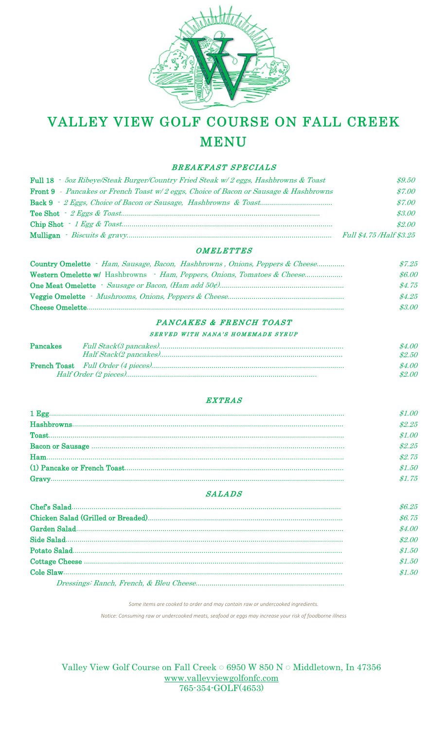# VALLEY VIEW GOLF COURSE ON FALL CREEK MENU

## *BREAKFAST SPECIALS*

| | |
|---|---|
| **Full 18** - *5oz Ribeye/Steak Burger/Country Fried Steak w/ 2 eggs, Hashbrowns & Toast* | *$9.50* |
| **Front 9** - *Pancakes or French Toast w/ 2 eggs, Choice of Bacon or Sausage & Hashbrowns* | *$7.00* |
| **Back 9** - *2 Eggs, Choice of Bacon or Sausage, Hashbrowns & Toast* | *$7.00* |
| **Tee Shot** - *2 Eggs & Toast* | *$3.00* |
| **Chip Shot** - *1 Egg & Toast* | *$2.00* |
| **Mulligan** - *Biscuits & gravy* | *Full $4.75 /Half $3.25* |

## *OMELETTES*

| | |
|---|---|
| **Country Omelette** - *Ham, Sausage, Bacon, Hashbrowns , Onions, Peppers & Cheese* | *$7.25* |
| **Western Omelette w/** Hashbrowns - *Ham, Peppers, Onions, Tomatoes & Cheese* | *$6.00* |
| **One Meat Omelette** - *Sausage or Bacon, (Ham add 50¢)* | *$4.75* |
| **Veggie Omelette** - *Mushrooms, Onions, Peppers & Cheese* | *$4.25* |
| **Cheese Omelette** | *$3.00* |

## *PANCAKES & FRENCH TOAST*

*SERVED WITH NANA'S HOMEMADE SYRUP*

| | | |
|---|---|---|
| **Pancakes** | *Full Stack(3 pancakes)* | *$4.00* |
| | *Half Stack(2 pancakes)* | *$2.50* |
| **French Toast** | *Full Order (4 pieces)* | *$4.00* |
| | *Half Order (2 pieces)* | *$2.00* |

## *EXTRAS*

| | |
|---|---|
| **1 Egg** | *$1.00* |
| **Hashbrowns** | *$2.25* |
| **Toast** | *$1.00* |
| **Bacon or Sausage** | *$2.25* |
| **Ham** | *$2.75* |
| **(1) Pancake or French Toast** | *$1.50* |
| **Gravy** | *$1.75* |

## *SALADS*

| | |
|---|---|
| **Chef's Salad** | *$6.25* |
| **Chicken Salad (Grilled or Breaded)** | *$6.75* |
| **Garden Salad** | *$4.00* |
| **Side Salad** | *$2.00* |
| **Potato Salad** | *$1.50* |
| **Cottage Cheese** | *$1.50* |
| **Cole Slaw** | *$1.50* |
| *Dressings: Ranch, French, & Bleu Cheese* | |

*Some items are cooked to order and may contain raw or undercooked ingredients.*

*Notice: Consuming raw or undercooked meats, seafood or eggs may increase your risk of foodborne illness*

Valley View Golf Course on Fall Creek ○ 6950 W 850 N ○ Middletown, In 47356
www.valleyviewgolfonfc.com
765-354-GOLF(4653)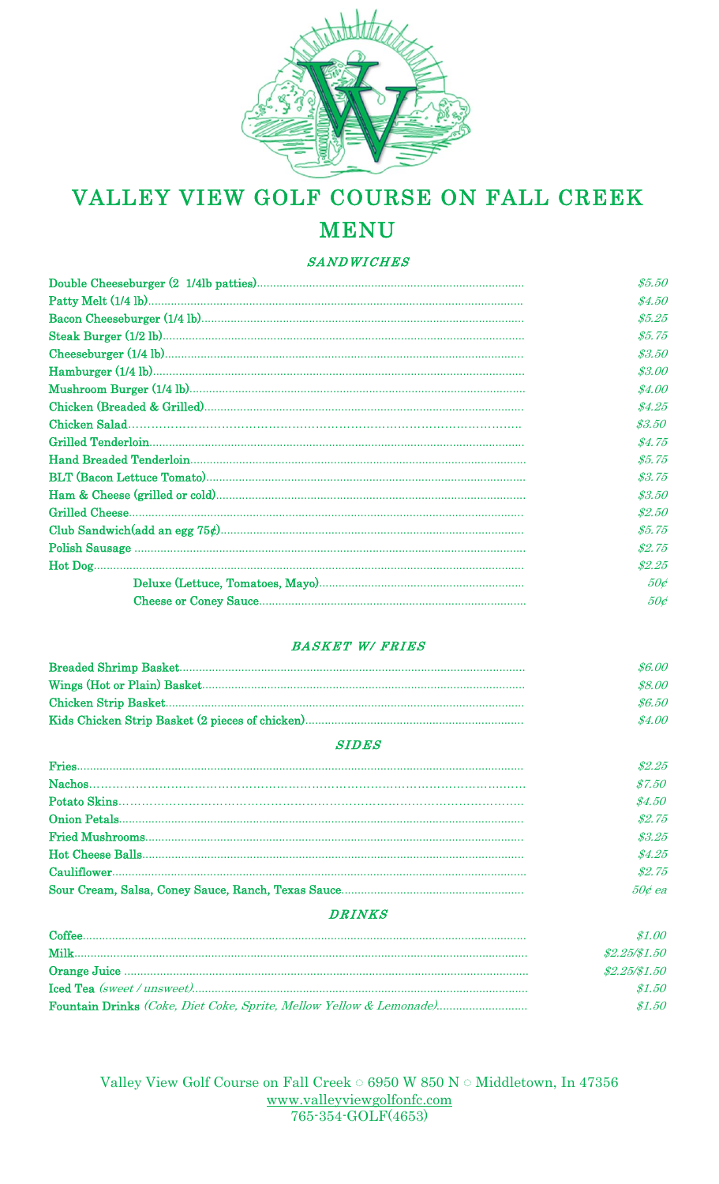# VALLEY VIEW GOLF COURSE ON FALL CREEK

# MENU

### *SANDWICHES*

| | |
|---|---|
| Double Cheeseburger (2 1/4lb patties) | *$5.50* |
| Patty Melt (1/4 lb) | *$4.50* |
| Bacon Cheeseburger (1/4 lb) | *$5.25* |
| Steak Burger (1/2 lb) | *$5.75* |
| Cheeseburger (1/4 lb) | *$3.50* |
| Hamburger (1/4 lb) | *$3.00* |
| Mushroom Burger (1/4 lb) | *$4.00* |
| Chicken (Breaded & Grilled) | *$4.25* |
| Chicken Salad | *$3.50* |
| Grilled Tenderloin | *$4.75* |
| Hand Breaded Tenderloin | *$5.75* |
| BLT (Bacon Lettuce Tomato) | *$3.75* |
| Ham & Cheese (grilled or cold) | *$3.50* |
| Grilled Cheese | *$2.50* |
| Club Sandwich(add an egg 75¢) | *$5.75* |
| Polish Sausage | *$2.75* |
| Hot Dog | *$2.25* |
| Deluxe (Lettuce, Tomatoes, Mayo) | *50¢* |
| Cheese or Coney Sauce | *50¢* |

### *BASKET W/ FRIES*

| | |
|---|---|
| Breaded Shrimp Basket | *$6.00* |
| Wings (Hot or Plain) Basket | *$8.00* |
| Chicken Strip Basket | *$6.50* |
| Kids Chicken Strip Basket (2 pieces of chicken) | *$4.00* |

### *SIDES*

| | |
|---|---|
| Fries | *$2.25* |
| Nachos | *$7.50* |
| Potato Skins | *$4.50* |
| Onion Petals | *$2.75* |
| Fried Mushrooms | *$3.25* |
| Hot Cheese Balls | *$4.25* |
| Cauliflower | *$2.75* |
| Sour Cream, Salsa, Coney Sauce, Ranch, Texas Sauce | *50¢ ea* |

### *DRINKS*

| | |
|---|---|
| Coffee | *$1.00* |
| Milk | *$2.25/$1.50* |
| Orange Juice | *$2.25/$1.50* |
| Iced Tea *(sweet / unsweet)* | *$1.50* |
| Fountain Drinks *(Coke, Diet Coke, Sprite, Mellow Yellow & Lemonade)* | *$1.50* |

Valley View Golf Course on Fall Creek ○ 6950 W 850 N ○ Middletown, In 47356
www.valleyviewgolfonfc.com
765-354-GOLF(4653)